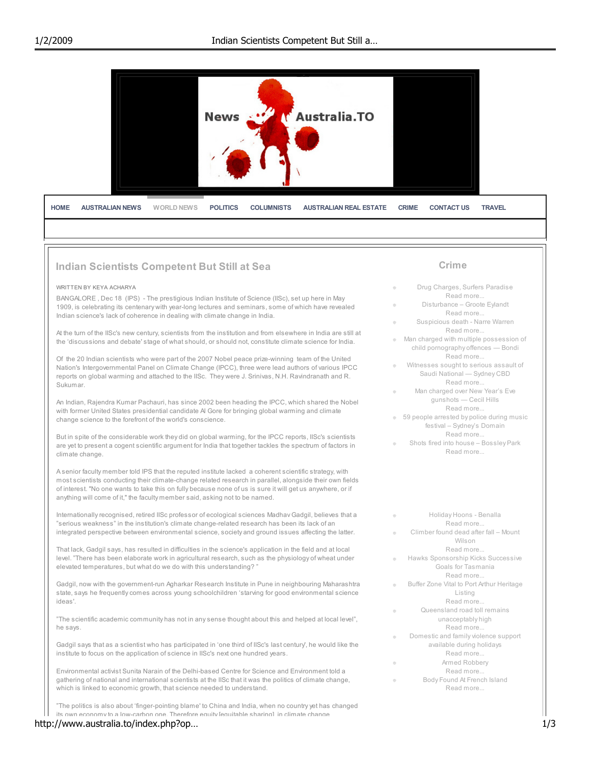# Indian Scientists Competent But Still at Sea

WRITTEN BY KEYA ACHARYA

BANGALORE , Dec 18 (IPS) - The prestigious Indian Institute of Science (IISc), set up here in May 1909, is celebrating its centenary with year-long lectures and seminars, some of which have revealed Indian science's lack of coherence in dealing with climate change in India.

At the turn of the IISc's new century, scientists from the institution and from elsewhere in India are still at the 'discussions and debate' stage of what should, or should not, constitute climate science for India.

Of the 20 Indian scientists who were part of the 2007 Nobel peace prize-winning team of the United Nation's Intergovernmental Panel on Climate Change (IPCC), three were lead authors of various IPCC reports on global warming and attached to the IISc. They were J. Srinivas, N.H. Ravindranath and R. Sukumar.

An Indian, Rajendra Kumar Pachauri, has since 2002 been heading the IPCC, which shared the Nobel with former United States presidential candidate Al Gore for bringing global warming and climate change science to the forefront of the world's conscience.

But in spite of the considerable work they did on global warming, for the IPCC reports, IISc's scientists are yet to present a cogent scientific argument for India that together tackles the spectrum of factors in climate change.

A senior faculty member told IPS that the reputed institute lacked a coherent scientific strategy, with most scientists conducting their climate-change related research in parallel, alongside their own fields of interest. "No one wants to take this on fully because none of us is sure it will get us anywhere, or if anything will come of it," the faculty member said, asking not to be named.

Internationally recognised, retired IISc professor of ecological sciences Madhav Gadgil, believes that a "serious weakness" in the institution's climate change-related research has been its lack of an integrated perspective between environmental science, society and ground issues affecting the latter.

That lack, Gadgil says, has resulted in difficulties in the science's application in the field and at local level. "There has been elaborate work in agricultural research, such as the physiology of wheat under elevated temperatures, but what do we do with this understanding? "

Gadgil, now with the government-run Agharkar Research Institute in Pune in neighbouring Maharashtra state, says he frequently comes across young schoolchildren 'starving for good environmental science ideas'.

"The scientific academic community has not in any sense thought about this and helped at local level", he says.

Gadgil says that as a scientist who has participated in 'one third of IISc's last century', he would like the institute to focus on the application of science in IISc's next one hundred years.

Environmental activist Sunita Narain of the Delhi-based Centre for Science and Environment told a gathering of national and international scientists at the IISc that it was the politics of climate change, which is linked to economic growth, that science needed to understand.

"The politics is also about 'finger-pointing blame' to China and India, when no country yet has changed its own economy to a low-carbon one. Therefore equity [equitable sharing] in climate change

## Crime

- Drug Charges, Surfers Paradise
  Read more...
- Disturbance – Groote Eylandt
  Read more...
- Suspicious death - Narre Warren
  Read more...
- Man charged with multiple possession of child pornography offences — Bondi
  Read more...
- Witnesses sought to serious assault of Saudi National — Sydney CBD
  Read more...
- Man charged over New Year's Eve gunshots — Cecil Hills
  Read more...
- 59 people arrested by police during music festival – Sydney's Domain
  Read more...
- Shots fired into house – Bossley Park
  Read more...

- Holiday Hoons - Benalla
  Read more...
- Climber found dead after fall – Mount Wilson
  Read more...
- Hawks Sponsorship Kicks Successive Goals for Tasmania
  Read more...
- Buffer Zone Vital to Port Arthur Heritage Listing
  Read more...
- Queensland road toll remains unacceptably high
  Read more...
- Domestic and family violence support available during holidays
  Read more...
- Armed Robbery
  Read more...
- Body Found At French Island
  Read more...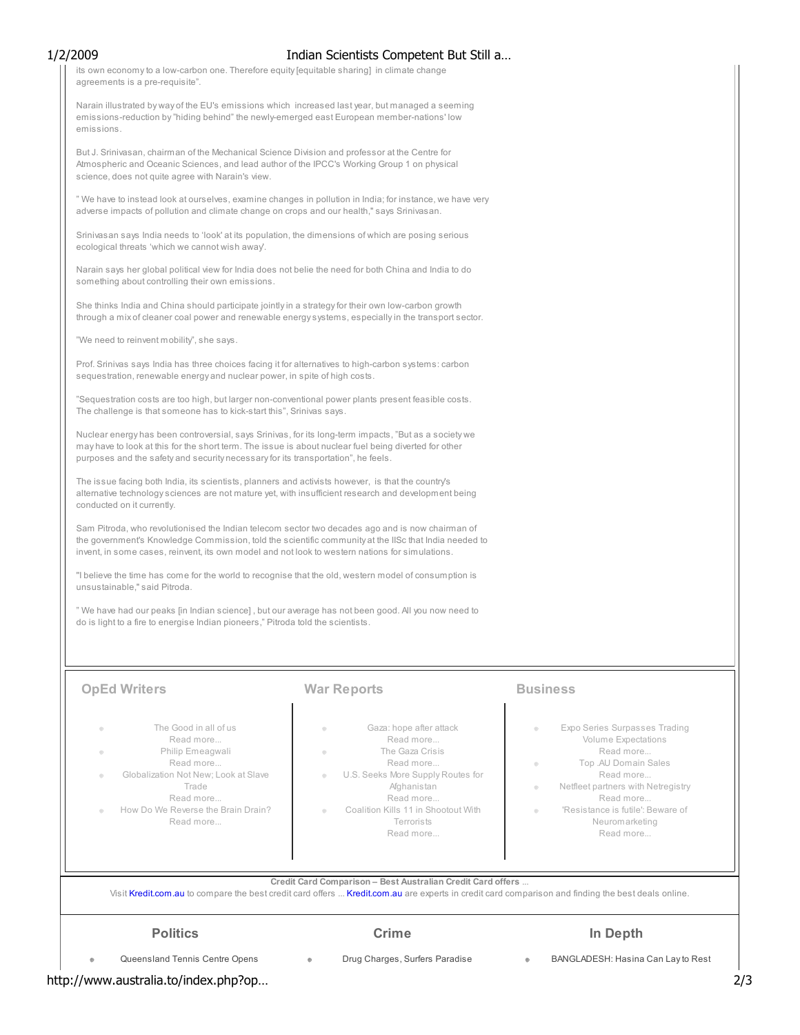its own economy to a low-carbon one. Therefore equity [equitable sharing] in climate change agreements is a pre-requisite".

Narain illustrated by way of the EU's emissions which increased last year, but managed a seeming emissions-reduction by "hiding behind" the newly-emerged east European member-nations' low emissions.

But J. Srinivasan, chairman of the Mechanical Science Division and professor at the Centre for Atmospheric and Oceanic Sciences, and lead author of the IPCC's Working Group 1 on physical science, does not quite agree with Narain's view.

" We have to instead look at ourselves, examine changes in pollution in India; for instance, we have very adverse impacts of pollution and climate change on crops and our health," says Srinivasan.

Srinivasan says India needs to 'look' at its population, the dimensions of which are posing serious ecological threats 'which we cannot wish away'.

Narain says her global political view for India does not belie the need for both China and India to do something about controlling their own emissions.

She thinks India and China should participate jointly in a strategy for their own low-carbon growth through a mix of cleaner coal power and renewable energy systems, especially in the transport sector.

"We need to reinvent mobility", she says.

Prof. Srinivas says India has three choices facing it for alternatives to high-carbon systems: carbon sequestration, renewable energy and nuclear power, in spite of high costs.

"Sequestration costs are too high, but larger non-conventional power plants present feasible costs. The challenge is that someone has to kick-start this", Srinivas says.

Nuclear energy has been controversial, says Srinivas, for its long-term impacts, "But as a society we may have to look at this for the short term. The issue is about nuclear fuel being diverted for other purposes and the safety and security necessary for its transportation", he feels.

The issue facing both India, its scientists, planners and activists however, is that the country's alternative technology sciences are not mature yet, with insufficient research and development being conducted on it currently.

Sam Pitroda, who revolutionised the Indian telecom sector two decades ago and is now chairman of the government's Knowledge Commission, told the scientific community at the IISc that India needed to invent, in some cases, reinvent, its own model and not look to western nations for simulations.

"I believe the time has come for the world to recognise that the old, western model of consumption is unsustainable," said Pitroda.

" We have had our peaks [in Indian science] , but our average has not been good. All you now need to do is light to a fire to energise Indian pioneers," Pitroda told the scientists.

## OpEd Writers

- The Good in all of us
  Read more...
- Philip Emeagwali
  Read more...
- Globalization Not New; Look at Slave Trade
  Read more...
- How Do We Reverse the Brain Drain?
  Read more...

## War Reports

- Gaza: hope after attack
  Read more...
- The Gaza Crisis
  Read more...
- U.S. Seeks More Supply Routes for Afghanistan
  Read more...
- Coalition Kills 11 in Shootout With Terrorists
  Read more...

## Business

- Expo Series Surpasses Trading Volume Expectations
  Read more...
- Top .AU Domain Sales
  Read more...
- Netfleet partners with Netregistry
  Read more...
- 'Resistance is futile': Beware of Neuromarketing
  Read more...

**Credit Card Comparison – Best Australian Credit Card offers ...**

Visit Kredit.com.au to compare the best credit card offers ... Kredit.com.au are experts in credit card comparison and finding the best deals online.

## Politics

- Queensland Tennis Centre Opens

## Crime

- Drug Charges, Surfers Paradise

## In Depth

- BANGLADESH: Hasina Can Lay to Rest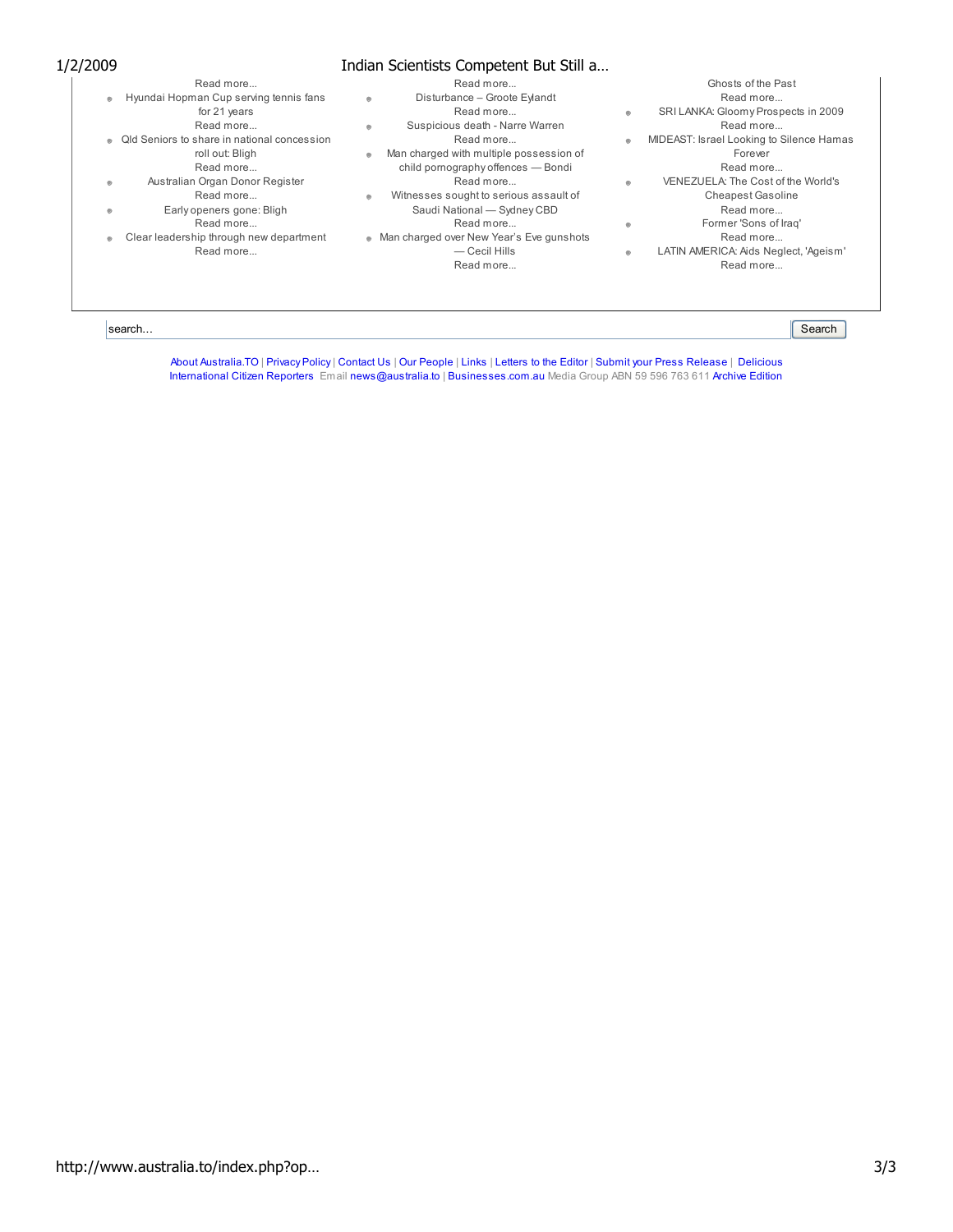Read more...

- Hyundai Hopman Cup serving tennis fans for 21 years
  Read more...
- Qld Seniors to share in national concession roll out: Bligh
  Read more...
- Australian Organ Donor Register
  Read more...
- Early openers gone: Bligh
  Read more...
- Clear leadership through new department
  Read more...

Read more...

- Disturbance – Groote Eylandt
  Read more...
- Suspicious death - Narre Warren
  Read more...
- Man charged with multiple possession of child pornography offences — Bondi
  Read more...
- Witnesses sought to serious assault of Saudi National — Sydney CBD
  Read more...
- Man charged over New Year's Eve gunshots — Cecil Hills
  Read more...

Ghosts of the Past
Read more...

- SRI LANKA: Gloomy Prospects in 2009
  Read more...
- MIDEAST: Israel Looking to Silence Hamas Forever
  Read more...
- VENEZUELA: The Cost of the World's Cheapest Gasoline
  Read more...
- Former 'Sons of Iraq'
  Read more...
- LATIN AMERICA: Aids Neglect, 'Ageism'
  Read more...

search... Search

About Australia.TO | Privacy Policy | Contact Us | Our People | Links | Letters to the Editor | Submit your Press Release | Delicious International Citizen Reporters Email news@australia.to | Businesses.com.au Media Group ABN 59 596 763 611 Archive Edition